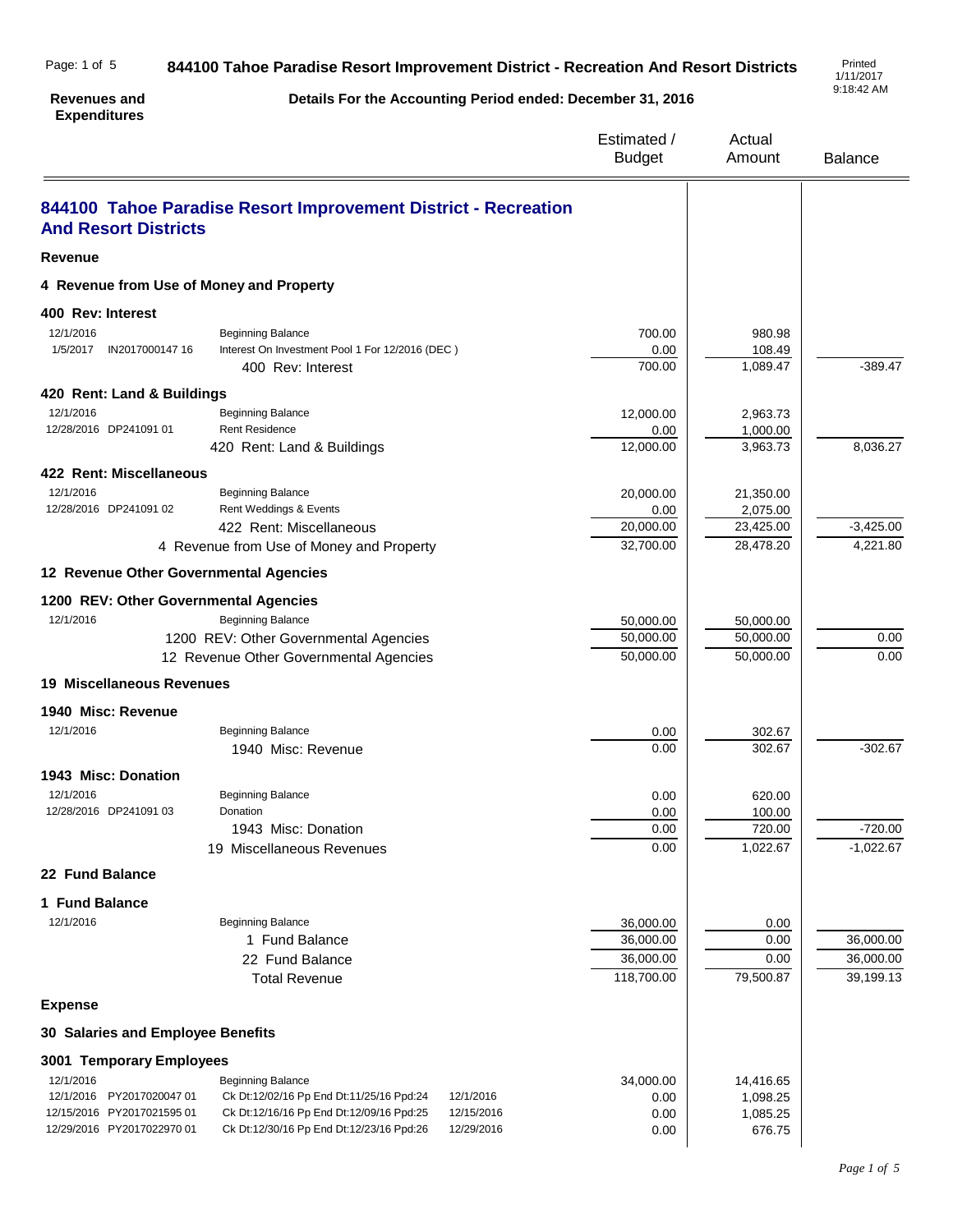# 844100 Tahoe Paradise Resort Improvement District - Recreation And Resort Districts

**Revenues and Expenditures**

**Details For the Accounting Period ended: December 31, 2016**

Printed 1/11/2017 9:18:42 AM

## 844100 Tahoe Paradise Resort Improvement District - Recreation And Resort Districts

| | | | Estimated / Budget | Actual Amount | Balance |
|---|---|---|---|---|---|
| **Revenue** | | | | | |
| **4 Revenue from Use of Money and Property** | | | | | |
| **400 Rev: Interest** | | | | | |
| 12/1/2016 | Beginning Balance | | 700.00 | 980.98 | |
| 1/5/2017 IN2017000147 16 | Interest On Investment Pool 1 For 12/2016 (DEC ) | | 0.00 | 108.49 | |
| | 400 Rev: Interest | | 700.00 | 1,089.47 | -389.47 |
| **420 Rent: Land & Buildings** | | | | | |
| 12/1/2016 | Beginning Balance | | 12,000.00 | 2,963.73 | |
| 12/28/2016 DP241091 01 | Rent Residence | | 0.00 | 1,000.00 | |
| | 420 Rent: Land & Buildings | | 12,000.00 | 3,963.73 | 8,036.27 |
| **422 Rent: Miscellaneous** | | | | | |
| 12/1/2016 | Beginning Balance | | 20,000.00 | 21,350.00 | |
| 12/28/2016 DP241091 02 | Rent Weddings & Events | | 0.00 | 2,075.00 | |
| | 422 Rent: Miscellaneous | | 20,000.00 | 23,425.00 | -3,425.00 |
| | 4 Revenue from Use of Money and Property | | 32,700.00 | 28,478.20 | 4,221.80 |
| **12 Revenue Other Governmental Agencies** | | | | | |
| **1200 REV: Other Governmental Agencies** | | | | | |
| 12/1/2016 | Beginning Balance | | 50,000.00 | 50,000.00 | |
| | 1200 REV: Other Governmental Agencies | | 50,000.00 | 50,000.00 | 0.00 |
| | 12 Revenue Other Governmental Agencies | | 50,000.00 | 50,000.00 | 0.00 |
| **19 Miscellaneous Revenues** | | | | | |
| **1940 Misc: Revenue** | | | | | |
| 12/1/2016 | Beginning Balance | | 0.00 | 302.67 | |
| | 1940 Misc: Revenue | | 0.00 | 302.67 | -302.67 |
| **1943 Misc: Donation** | | | | | |
| 12/1/2016 | Beginning Balance | | 0.00 | 620.00 | |
| 12/28/2016 DP241091 03 | Donation | | 0.00 | 100.00 | |
| | 1943 Misc: Donation | | 0.00 | 720.00 | -720.00 |
| | 19 Miscellaneous Revenues | | 0.00 | 1,022.67 | -1,022.67 |
| **22 Fund Balance** | | | | | |
| **1 Fund Balance** | | | | | |
| 12/1/2016 | Beginning Balance | | 36,000.00 | 0.00 | |
| | 1 Fund Balance | | 36,000.00 | 0.00 | 36,000.00 |
| | 22 Fund Balance | | 36,000.00 | 0.00 | 36,000.00 |
| | Total Revenue | | 118,700.00 | 79,500.87 | 39,199.13 |
| **Expense** | | | | | |
| **30 Salaries and Employee Benefits** | | | | | |
| **3001 Temporary Employees** | | | | | |
| 12/1/2016 | Beginning Balance | | 34,000.00 | 14,416.65 | |
| 12/1/2016 PY2017020047 01 | Ck Dt:12/02/16 Pp End Dt:11/25/16 Ppd:24 | 12/1/2016 | 0.00 | 1,098.25 | |
| 12/15/2016 PY2017021595 01 | Ck Dt:12/16/16 Pp End Dt:12/09/16 Ppd:25 | 12/15/2016 | 0.00 | 1,085.25 | |
| 12/29/2016 PY2017022970 01 | Ck Dt:12/30/16 Pp End Dt:12/23/16 Ppd:26 | 12/29/2016 | 0.00 | 676.75 | |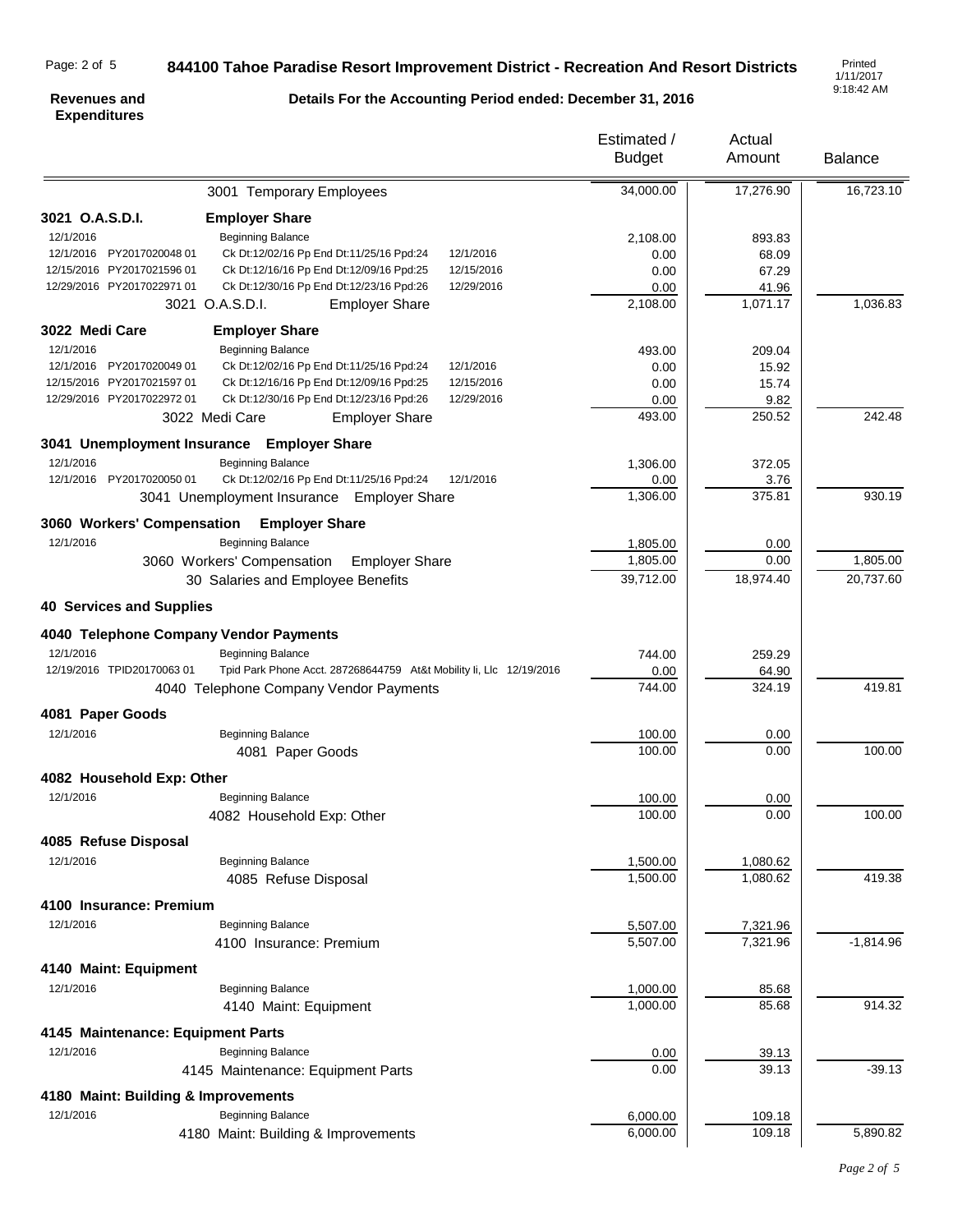## 844100 Tahoe Paradise Resort Improvement District - Recreation And Resort Districts

**Revenues and Expenditures**

**Details For the Accounting Period ended: December 31, 2016**

Printed 1/11/2017 9:18:42 AM

| | | | Estimated / Budget | Actual Amount | Balance |
|---|---|---|---|---|---|
| | 3001 Temporary Employees | | 34,000.00 | 17,276.90 | 16,723.10 |
| **3021 O.A.S.D.I.** | **Employer Share** | | | | |
| 12/1/2016 | Beginning Balance | | 2,108.00 | 893.83 | |
| 12/1/2016 PY2017020048 01 | Ck Dt:12/02/16 Pp End Dt:11/25/16 Ppd:24 | 12/1/2016 | 0.00 | 68.09 | |
| 12/15/2016 PY2017021596 01 | Ck Dt:12/16/16 Pp End Dt:12/09/16 Ppd:25 | 12/15/2016 | 0.00 | 67.29 | |
| 12/29/2016 PY2017022971 01 | Ck Dt:12/30/16 Pp End Dt:12/23/16 Ppd:26 | 12/29/2016 | 0.00 | 41.96 | |
| | 3021 O.A.S.D.I. Employer Share | | 2,108.00 | 1,071.17 | 1,036.83 |
| **3022 Medi Care** | **Employer Share** | | | | |
| 12/1/2016 | Beginning Balance | | 493.00 | 209.04 | |
| 12/1/2016 PY2017020049 01 | Ck Dt:12/02/16 Pp End Dt:11/25/16 Ppd:24 | 12/1/2016 | 0.00 | 15.92 | |
| 12/15/2016 PY2017021597 01 | Ck Dt:12/16/16 Pp End Dt:12/09/16 Ppd:25 | 12/15/2016 | 0.00 | 15.74 | |
| 12/29/2016 PY2017022972 01 | Ck Dt:12/30/16 Pp End Dt:12/23/16 Ppd:26 | 12/29/2016 | 0.00 | 9.82 | |
| | 3022 Medi Care Employer Share | | 493.00 | 250.52 | 242.48 |
| **3041 Unemployment Insurance** | **Employer Share** | | | | |
| 12/1/2016 | Beginning Balance | | 1,306.00 | 372.05 | |
| 12/1/2016 PY2017020050 01 | Ck Dt:12/02/16 Pp End Dt:11/25/16 Ppd:24 | 12/1/2016 | 0.00 | 3.76 | |
| | 3041 Unemployment Insurance Employer Share | | 1,306.00 | 375.81 | 930.19 |
| **3060 Workers' Compensation** | **Employer Share** | | | | |
| 12/1/2016 | Beginning Balance | | 1,805.00 | 0.00 | |
| | 3060 Workers' Compensation Employer Share | | 1,805.00 | 0.00 | 1,805.00 |
| | 30 Salaries and Employee Benefits | | 39,712.00 | 18,974.40 | 20,737.60 |
| **40 Services and Supplies** | | | | | |
| **4040 Telephone Company Vendor Payments** | | | | | |
| 12/1/2016 | Beginning Balance | | 744.00 | 259.29 | |
| 12/19/2016 TPID20170063 01 | Tpid Park Phone Acct. 287268644759 At&t Mobility Ii, Llc | 12/19/2016 | 0.00 | 64.90 | |
| | 4040 Telephone Company Vendor Payments | | 744.00 | 324.19 | 419.81 |
| **4081 Paper Goods** | | | | | |
| 12/1/2016 | Beginning Balance | | 100.00 | 0.00 | |
| | 4081 Paper Goods | | 100.00 | 0.00 | 100.00 |
| **4082 Household Exp: Other** | | | | | |
| 12/1/2016 | Beginning Balance | | 100.00 | 0.00 | |
| | 4082 Household Exp: Other | | 100.00 | 0.00 | 100.00 |
| **4085 Refuse Disposal** | | | | | |
| 12/1/2016 | Beginning Balance | | 1,500.00 | 1,080.62 | |
| | 4085 Refuse Disposal | | 1,500.00 | 1,080.62 | 419.38 |
| **4100 Insurance: Premium** | | | | | |
| 12/1/2016 | Beginning Balance | | 5,507.00 | 7,321.96 | |
| | 4100 Insurance: Premium | | 5,507.00 | 7,321.96 | -1,814.96 |
| **4140 Maint: Equipment** | | | | | |
| 12/1/2016 | Beginning Balance | | 1,000.00 | 85.68 | |
| | 4140 Maint: Equipment | | 1,000.00 | 85.68 | 914.32 |
| **4145 Maintenance: Equipment Parts** | | | | | |
| 12/1/2016 | Beginning Balance | | 0.00 | 39.13 | |
| | 4145 Maintenance: Equipment Parts | | 0.00 | 39.13 | -39.13 |
| **4180 Maint: Building & Improvements** | | | | | |
| 12/1/2016 | Beginning Balance | | 6,000.00 | 109.18 | |
| | 4180 Maint: Building & Improvements | | 6,000.00 | 109.18 | 5,890.82 |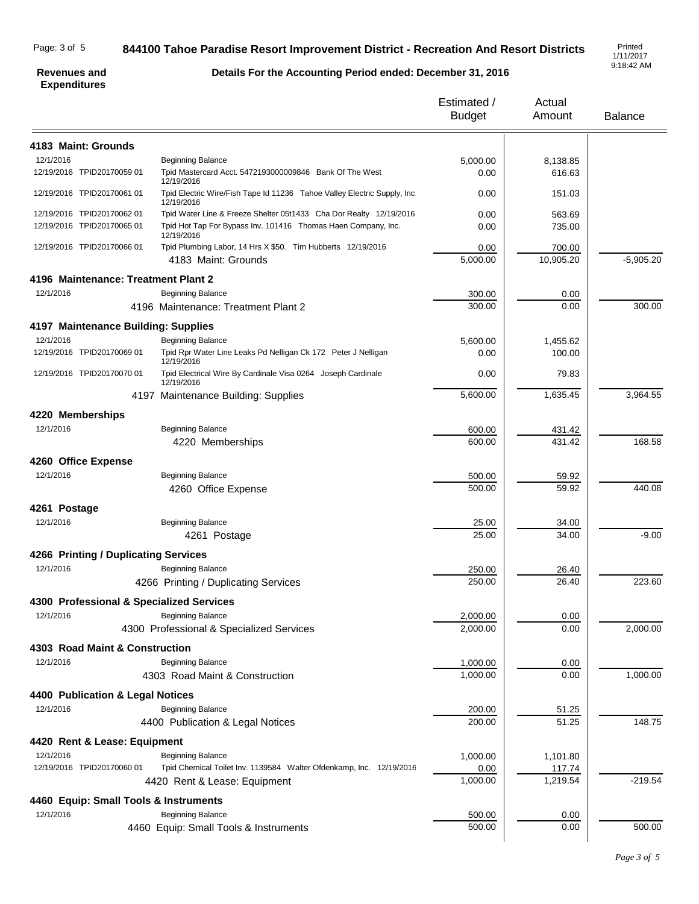# 844100 Tahoe Paradise Resort Improvement District - Recreation And Resort Districts

**Revenues and Expenditures**

**Details For the Accounting Period ended: December 31, 2016**

Printed 1/11/2017 9:18:42 AM

| | | Estimated / Budget | Actual Amount | Balance |
|---|---|---|---|---|
| **4183 Maint: Grounds** | | | | |
| 12/1/2016 | Beginning Balance | 5,000.00 | 8,138.85 | |
| 12/19/2016 TPID20170059 01 | Tpid Mastercard Acct. 5472193000009846 Bank Of The West 12/19/2016 | 0.00 | 616.63 | |
| 12/19/2016 TPID20170061 01 | Tpid Electric Wire/Fish Tape Id 11236 Tahoe Valley Electric Supply, Inc 12/19/2016 | 0.00 | 151.03 | |
| 12/19/2016 TPID20170062 01 | Tpid Water Line & Freeze Shelter 05t1433 Cha Dor Realty 12/19/2016 | 0.00 | 563.69 | |
| 12/19/2016 TPID20170065 01 | Tpid Hot Tap For Bypass Inv. 101416 Thomas Haen Company, Inc. 12/19/2016 | 0.00 | 735.00 | |
| 12/19/2016 TPID20170066 01 | Tpid Plumbing Labor, 14 Hrs X $50. Tim Hubberts 12/19/2016 | 0.00 | 700.00 | |
| | 4183 Maint: Grounds | 5,000.00 | 10,905.20 | -5,905.20 |
| **4196 Maintenance: Treatment Plant 2** | | | | |
| 12/1/2016 | Beginning Balance | 300.00 | 0.00 | |
| | 4196 Maintenance: Treatment Plant 2 | 300.00 | 0.00 | 300.00 |
| **4197 Maintenance Building: Supplies** | | | | |
| 12/1/2016 | Beginning Balance | 5,600.00 | 1,455.62 | |
| 12/19/2016 TPID20170069 01 | Tpid Rpr Water Line Leaks Pd Nelligan Ck 172 Peter J Nelligan 12/19/2016 | 0.00 | 100.00 | |
| 12/19/2016 TPID20170070 01 | Tpid Electrical Wire By Cardinale Visa 0264 Joseph Cardinale 12/19/2016 | 0.00 | 79.83 | |
| | 4197 Maintenance Building: Supplies | 5,600.00 | 1,635.45 | 3,964.55 |
| **4220 Memberships** | | | | |
| 12/1/2016 | Beginning Balance | 600.00 | 431.42 | |
| | 4220 Memberships | 600.00 | 431.42 | 168.58 |
| **4260 Office Expense** | | | | |
| 12/1/2016 | Beginning Balance | 500.00 | 59.92 | |
| | 4260 Office Expense | 500.00 | 59.92 | 440.08 |
| **4261 Postage** | | | | |
| 12/1/2016 | Beginning Balance | 25.00 | 34.00 | |
| | 4261 Postage | 25.00 | 34.00 | -9.00 |
| **4266 Printing / Duplicating Services** | | | | |
| 12/1/2016 | Beginning Balance | 250.00 | 26.40 | |
| | 4266 Printing / Duplicating Services | 250.00 | 26.40 | 223.60 |
| **4300 Professional & Specialized Services** | | | | |
| 12/1/2016 | Beginning Balance | 2,000.00 | 0.00 | |
| | 4300 Professional & Specialized Services | 2,000.00 | 0.00 | 2,000.00 |
| **4303 Road Maint & Construction** | | | | |
| 12/1/2016 | Beginning Balance | 1,000.00 | 0.00 | |
| | 4303 Road Maint & Construction | 1,000.00 | 0.00 | 1,000.00 |
| **4400 Publication & Legal Notices** | | | | |
| 12/1/2016 | Beginning Balance | 200.00 | 51.25 | |
| | 4400 Publication & Legal Notices | 200.00 | 51.25 | 148.75 |
| **4420 Rent & Lease: Equipment** | | | | |
| 12/1/2016 | Beginning Balance | 1,000.00 | 1,101.80 | |
| 12/19/2016 TPID20170060 01 | Tpid Chemical Toilet Inv. 1139584 Walter Ofdenkamp, Inc. 12/19/2016 | 0.00 | 117.74 | |
| | 4420 Rent & Lease: Equipment | 1,000.00 | 1,219.54 | -219.54 |
| **4460 Equip: Small Tools & Instruments** | | | | |
| 12/1/2016 | Beginning Balance | 500.00 | 0.00 | |
| | 4460 Equip: Small Tools & Instruments | 500.00 | 0.00 | 500.00 |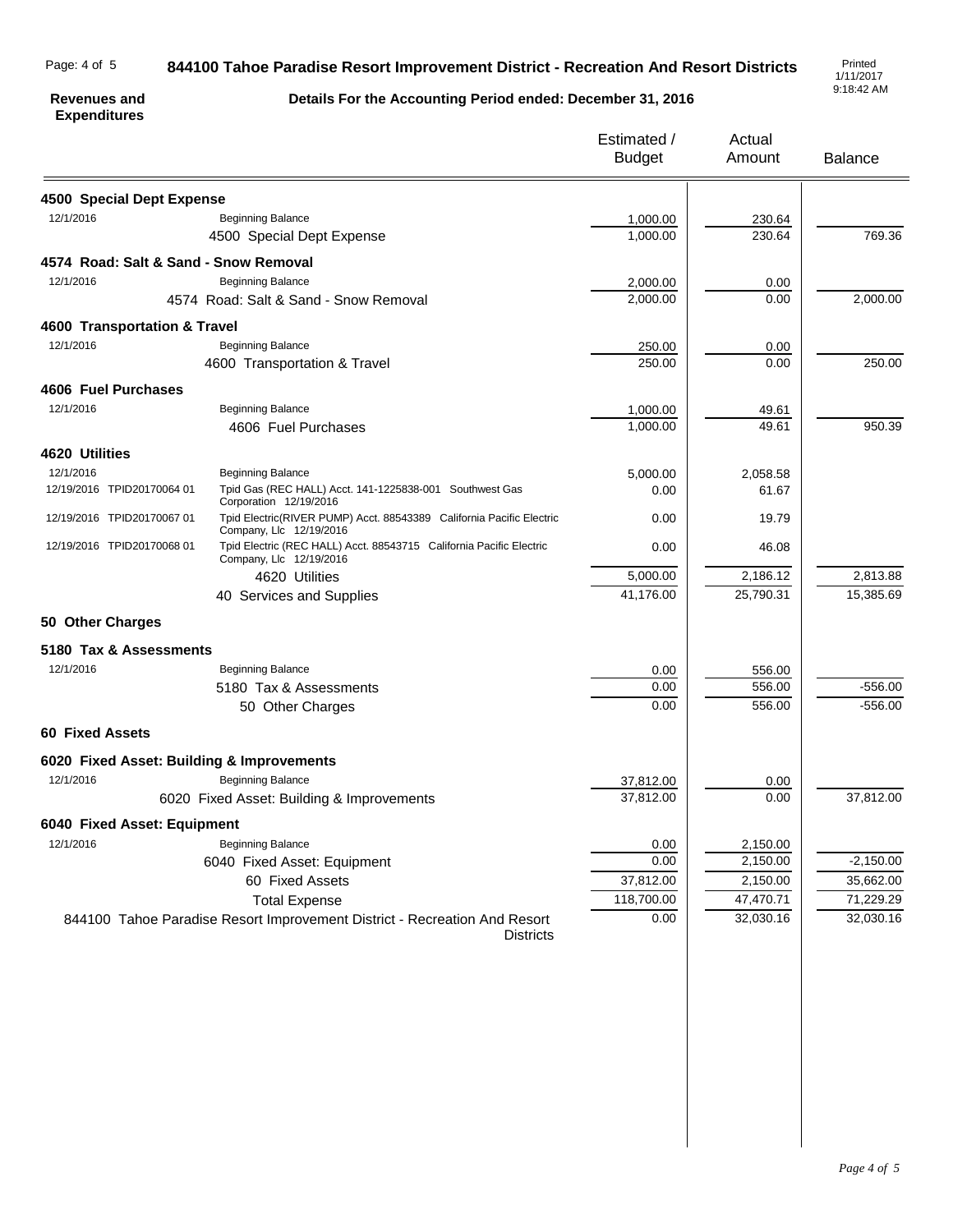**844100 Tahoe Paradise Resort Improvement District - Recreation And Resort Districts**

**Revenues and Expenditures**

**Details For the Accounting Period ended: December 31, 2016**

Printed 1/11/2017 9:18:42 AM

| | | Estimated / Budget | Actual Amount | Balance |
|---|---|---|---|---|
| **4500 Special Dept Expense** | | | | |
| 12/1/2016 | Beginning Balance | 1,000.00 | 230.64 | |
| | 4500 Special Dept Expense | 1,000.00 | 230.64 | 769.36 |
| **4574 Road: Salt & Sand - Snow Removal** | | | | |
| 12/1/2016 | Beginning Balance | 2,000.00 | 0.00 | |
| | 4574 Road: Salt & Sand - Snow Removal | 2,000.00 | 0.00 | 2,000.00 |
| **4600 Transportation & Travel** | | | | |
| 12/1/2016 | Beginning Balance | 250.00 | 0.00 | |
| | 4600 Transportation & Travel | 250.00 | 0.00 | 250.00 |
| **4606 Fuel Purchases** | | | | |
| 12/1/2016 | Beginning Balance | 1,000.00 | 49.61 | |
| | 4606 Fuel Purchases | 1,000.00 | 49.61 | 950.39 |
| **4620 Utilities** | | | | |
| 12/1/2016 | Beginning Balance | 5,000.00 | 2,058.58 | |
| 12/19/2016 TPID20170064 01 | Tpid Gas (REC HALL) Acct. 141-1225838-001 Southwest Gas Corporation 12/19/2016 | 0.00 | 61.67 | |
| 12/19/2016 TPID20170067 01 | Tpid Electric(RIVER PUMP) Acct. 88543389 California Pacific Electric Company, Llc 12/19/2016 | 0.00 | 19.79 | |
| 12/19/2016 TPID20170068 01 | Tpid Electric (REC HALL) Acct. 88543715 California Pacific Electric Company, Llc 12/19/2016 | 0.00 | 46.08 | |
| | 4620 Utilities | 5,000.00 | 2,186.12 | 2,813.88 |
| | 40 Services and Supplies | 41,176.00 | 25,790.31 | 15,385.69 |
| **50 Other Charges** | | | | |
| **5180 Tax & Assessments** | | | | |
| 12/1/2016 | Beginning Balance | 0.00 | 556.00 | |
| | 5180 Tax & Assessments | 0.00 | 556.00 | -556.00 |
| | 50 Other Charges | 0.00 | 556.00 | -556.00 |
| **60 Fixed Assets** | | | | |
| **6020 Fixed Asset: Building & Improvements** | | | | |
| 12/1/2016 | Beginning Balance | 37,812.00 | 0.00 | |
| | 6020 Fixed Asset: Building & Improvements | 37,812.00 | 0.00 | 37,812.00 |
| **6040 Fixed Asset: Equipment** | | | | |
| 12/1/2016 | Beginning Balance | 0.00 | 2,150.00 | |
| | 6040 Fixed Asset: Equipment | 0.00 | 2,150.00 | -2,150.00 |
| | 60 Fixed Assets | 37,812.00 | 2,150.00 | 35,662.00 |
| | Total Expense | 118,700.00 | 47,470.71 | 71,229.29 |
| | 844100 Tahoe Paradise Resort Improvement District - Recreation And Resort Districts | 0.00 | 32,030.16 | 32,030.16 |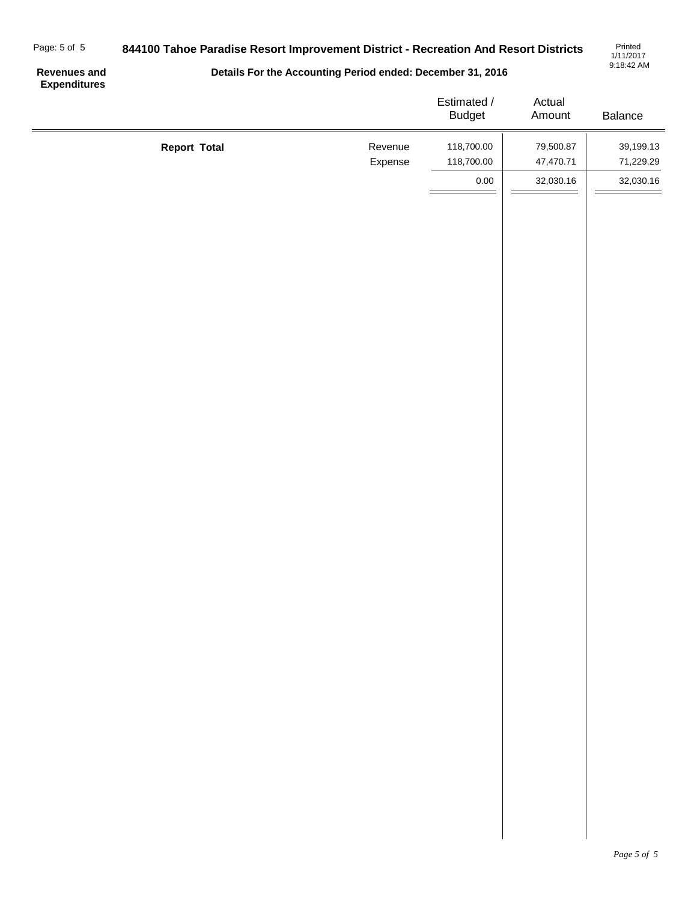# 844100 Tahoe Paradise Resort Improvement District - Recreation And Resort Districts

**Revenues and Expenditures**

**Details For the Accounting Period ended: December 31, 2016**

| | | Estimated / Budget | Actual Amount | Balance |
|---|---|---|---|---|
| **Report Total** | Revenue | 118,700.00 | 79,500.87 | 39,199.13 |
| | Expense | 118,700.00 | 47,470.71 | 71,229.29 |
| | | 0.00 | 32,030.16 | 32,030.16 |